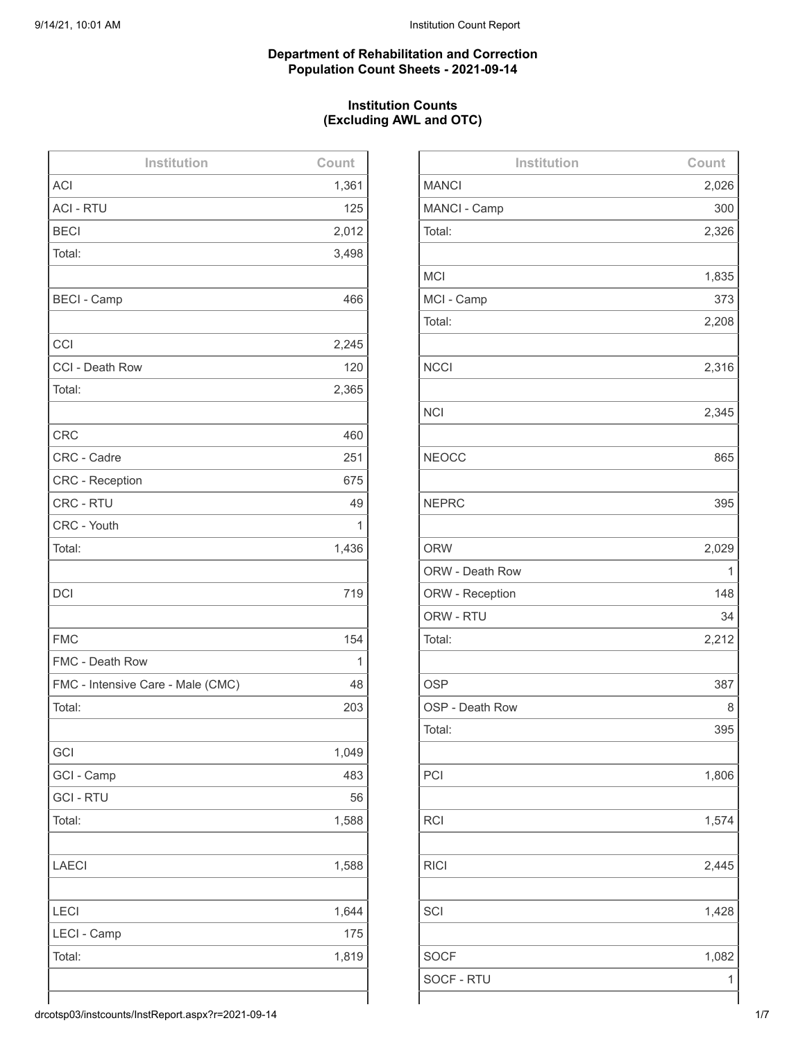**Department of Rehabilitation and Correction**
**Population Count Sheets - 2021-09-14**

**Institution Counts**
**(Excluding AWL and OTC)**

| Institution | Count |
| --- | --- |
| ACI | 1,361 |
| ACI - RTU | 125 |
| BECI | 2,012 |
| Total: | 3,498 |
| | |
| BECI - Camp | 466 |
| | |
| CCI | 2,245 |
| CCI - Death Row | 120 |
| Total: | 2,365 |
| | |
| CRC | 460 |
| CRC - Cadre | 251 |
| CRC - Reception | 675 |
| CRC - RTU | 49 |
| CRC - Youth | 1 |
| Total: | 1,436 |
| | |
| DCI | 719 |
| | |
| FMC | 154 |
| FMC - Death Row | 1 |
| FMC - Intensive Care - Male (CMC) | 48 |
| Total: | 203 |
| | |
| GCI | 1,049 |
| GCI - Camp | 483 |
| GCI - RTU | 56 |
| Total: | 1,588 |
| | |
| LAECI | 1,588 |
| | |
| LECI | 1,644 |
| LECI - Camp | 175 |
| Total: | 1,819 |
| | |

| Institution | Count |
| --- | --- |
| MANCI | 2,026 |
| MANCI - Camp | 300 |
| Total: | 2,326 |
| | |
| MCI | 1,835 |
| MCI - Camp | 373 |
| Total: | 2,208 |
| | |
| NCCI | 2,316 |
| | |
| NCI | 2,345 |
| | |
| NEOCC | 865 |
| | |
| NEPRC | 395 |
| | |
| ORW | 2,029 |
| ORW - Death Row | 1 |
| ORW - Reception | 148 |
| ORW - RTU | 34 |
| Total: | 2,212 |
| | |
| OSP | 387 |
| OSP - Death Row | 8 |
| Total: | 395 |
| | |
| PCI | 1,806 |
| | |
| RCI | 1,574 |
| | |
| RICI | 2,445 |
| | |
| SCI | 1,428 |
| | |
| SOCF | 1,082 |
| SOCF - RTU | 1 |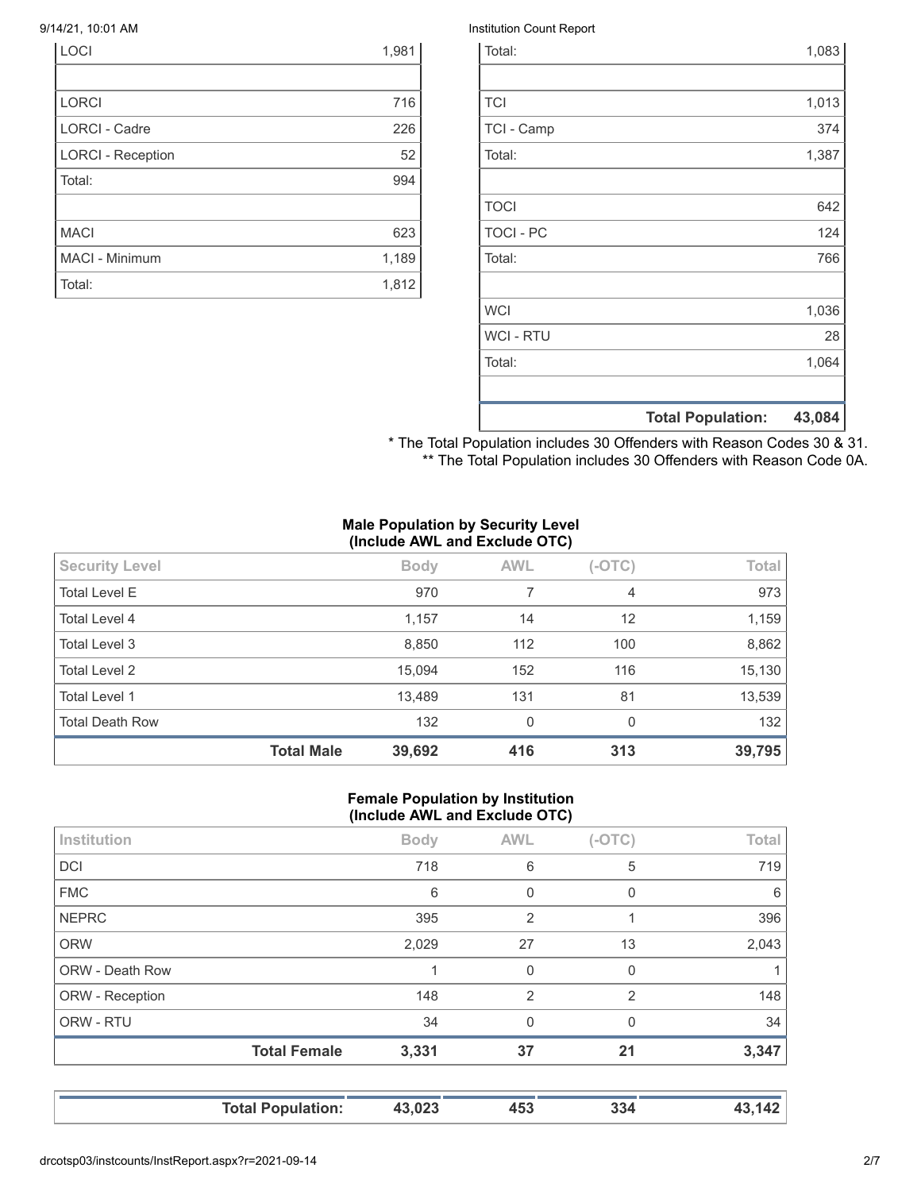| | |
|---|---|
| LOCI | 1,981 |
| | |
| LORCI | 716 |
| LORCI - Cadre | 226 |
| LORCI - Reception | 52 |
| Total: | 994 |
| | |
| MACI | 623 |
| MACI - Minimum | 1,189 |
| Total: | 1,812 |

| | |
|---|---|
| Total: | 1,083 |
| | |
| TCI | 1,013 |
| TCI - Camp | 374 |
| Total: | 1,387 |
| | |
| TOCI | 642 |
| TOCI - PC | 124 |
| Total: | 766 |
| | |
| WCI | 1,036 |
| WCI - RTU | 28 |
| Total: | 1,064 |
| | |
| **Total Population:** | **43,084** |

\* The Total Population includes 30 Offenders with Reason Codes 30 & 31.
\*\* The Total Population includes 30 Offenders with Reason Code 0A.

**Male Population by Security Level (Include AWL and Exclude OTC)**

| Security Level | Body | AWL | (-OTC) | Total |
|---|---|---|---|---|
| Total Level E | 970 | 7 | 4 | 973 |
| Total Level 4 | 1,157 | 14 | 12 | 1,159 |
| Total Level 3 | 8,850 | 112 | 100 | 8,862 |
| Total Level 2 | 15,094 | 152 | 116 | 15,130 |
| Total Level 1 | 13,489 | 131 | 81 | 13,539 |
| Total Death Row | 132 | 0 | 0 | 132 |
| **Total Male** | **39,692** | **416** | **313** | **39,795** |

**Female Population by Institution (Include AWL and Exclude OTC)**

| Institution | Body | AWL | (-OTC) | Total |
|---|---|---|---|---|
| DCI | 718 | 6 | 5 | 719 |
| FMC | 6 | 0 | 0 | 6 |
| NEPRC | 395 | 2 | 1 | 396 |
| ORW | 2,029 | 27 | 13 | 2,043 |
| ORW - Death Row | 1 | 0 | 0 | 1 |
| ORW - Reception | 148 | 2 | 2 | 148 |
| ORW - RTU | 34 | 0 | 0 | 34 |
| **Total Female** | **3,331** | **37** | **21** | **3,347** |

| | | | | |
|---|---|---|---|---|
| **Total Population:** | **43,023** | **453** | **334** | **43,142** |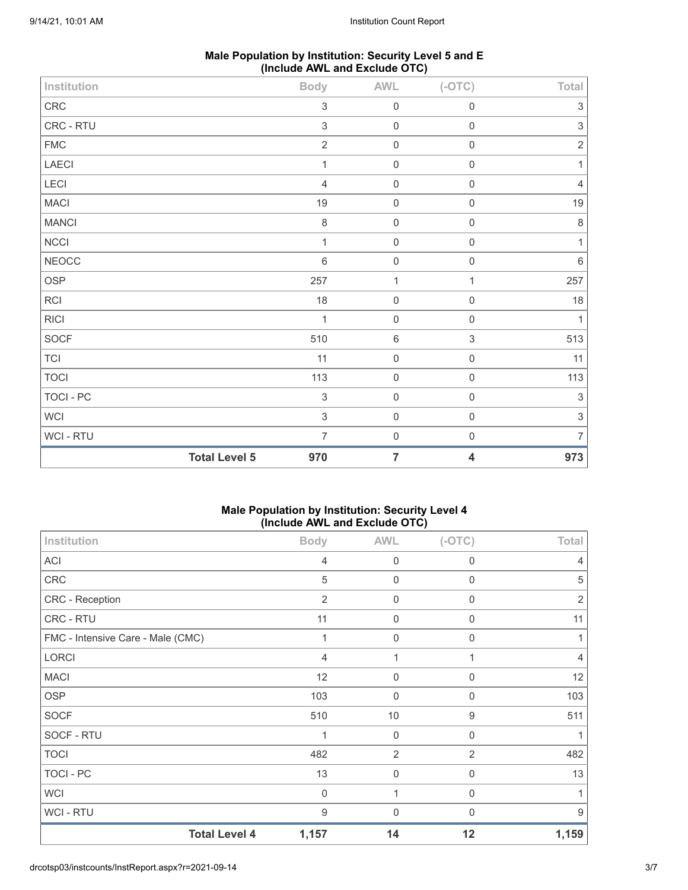**Male Population by Institution: Security Level 5 and E (Include AWL and Exclude OTC)**

| Institution | Body | AWL | (-OTC) | Total |
|---|---|---|---|---|
| CRC | 3 | 0 | 0 | 3 |
| CRC - RTU | 3 | 0 | 0 | 3 |
| FMC | 2 | 0 | 0 | 2 |
| LAECI | 1 | 0 | 0 | 1 |
| LECI | 4 | 0 | 0 | 4 |
| MACI | 19 | 0 | 0 | 19 |
| MANCI | 8 | 0 | 0 | 8 |
| NCCI | 1 | 0 | 0 | 1 |
| NEOCC | 6 | 0 | 0 | 6 |
| OSP | 257 | 1 | 1 | 257 |
| RCI | 18 | 0 | 0 | 18 |
| RICI | 1 | 0 | 0 | 1 |
| SOCF | 510 | 6 | 3 | 513 |
| TCI | 11 | 0 | 0 | 11 |
| TOCI | 113 | 0 | 0 | 113 |
| TOCI - PC | 3 | 0 | 0 | 3 |
| WCI | 3 | 0 | 0 | 3 |
| WCI - RTU | 7 | 0 | 0 | 7 |
| **Total Level 5** | **970** | **7** | **4** | **973** |

**Male Population by Institution: Security Level 4 (Include AWL and Exclude OTC)**

| Institution | Body | AWL | (-OTC) | Total |
|---|---|---|---|---|
| ACI | 4 | 0 | 0 | 4 |
| CRC | 5 | 0 | 0 | 5 |
| CRC - Reception | 2 | 0 | 0 | 2 |
| CRC - RTU | 11 | 0 | 0 | 11 |
| FMC - Intensive Care - Male (CMC) | 1 | 0 | 0 | 1 |
| LORCI | 4 | 1 | 1 | 4 |
| MACI | 12 | 0 | 0 | 12 |
| OSP | 103 | 0 | 0 | 103 |
| SOCF | 510 | 10 | 9 | 511 |
| SOCF - RTU | 1 | 0 | 0 | 1 |
| TOCI | 482 | 2 | 2 | 482 |
| TOCI - PC | 13 | 0 | 0 | 13 |
| WCI | 0 | 1 | 0 | 1 |
| WCI - RTU | 9 | 0 | 0 | 9 |
| **Total Level 4** | **1,157** | **14** | **12** | **1,159** |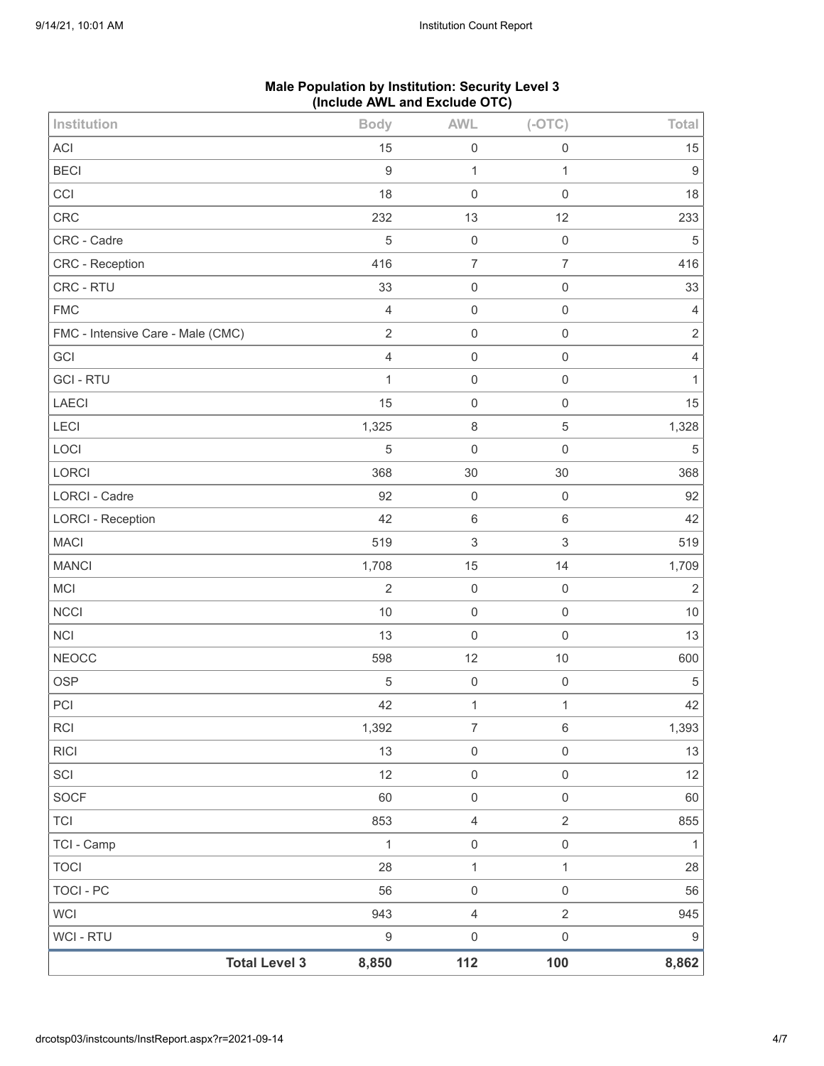**Male Population by Institution: Security Level 3**
**(Include AWL and Exclude OTC)**

| Institution | Body | AWL | (-OTC) | Total |
|---|---|---|---|---|
| ACI | 15 | 0 | 0 | 15 |
| BECI | 9 | 1 | 1 | 9 |
| CCI | 18 | 0 | 0 | 18 |
| CRC | 232 | 13 | 12 | 233 |
| CRC - Cadre | 5 | 0 | 0 | 5 |
| CRC - Reception | 416 | 7 | 7 | 416 |
| CRC - RTU | 33 | 0 | 0 | 33 |
| FMC | 4 | 0 | 0 | 4 |
| FMC - Intensive Care - Male (CMC) | 2 | 0 | 0 | 2 |
| GCI | 4 | 0 | 0 | 4 |
| GCI - RTU | 1 | 0 | 0 | 1 |
| LAECI | 15 | 0 | 0 | 15 |
| LECI | 1,325 | 8 | 5 | 1,328 |
| LOCI | 5 | 0 | 0 | 5 |
| LORCI | 368 | 30 | 30 | 368 |
| LORCI - Cadre | 92 | 0 | 0 | 92 |
| LORCI - Reception | 42 | 6 | 6 | 42 |
| MACI | 519 | 3 | 3 | 519 |
| MANCI | 1,708 | 15 | 14 | 1,709 |
| MCI | 2 | 0 | 0 | 2 |
| NCCI | 10 | 0 | 0 | 10 |
| NCI | 13 | 0 | 0 | 13 |
| NEOCC | 598 | 12 | 10 | 600 |
| OSP | 5 | 0 | 0 | 5 |
| PCI | 42 | 1 | 1 | 42 |
| RCI | 1,392 | 7 | 6 | 1,393 |
| RICI | 13 | 0 | 0 | 13 |
| SCI | 12 | 0 | 0 | 12 |
| SOCF | 60 | 0 | 0 | 60 |
| TCI | 853 | 4 | 2 | 855 |
| TCI - Camp | 1 | 0 | 0 | 1 |
| TOCI | 28 | 1 | 1 | 28 |
| TOCI - PC | 56 | 0 | 0 | 56 |
| WCI | 943 | 4 | 2 | 945 |
| WCI - RTU | 9 | 0 | 0 | 9 |
| **Total Level 3** | **8,850** | **112** | **100** | **8,862** |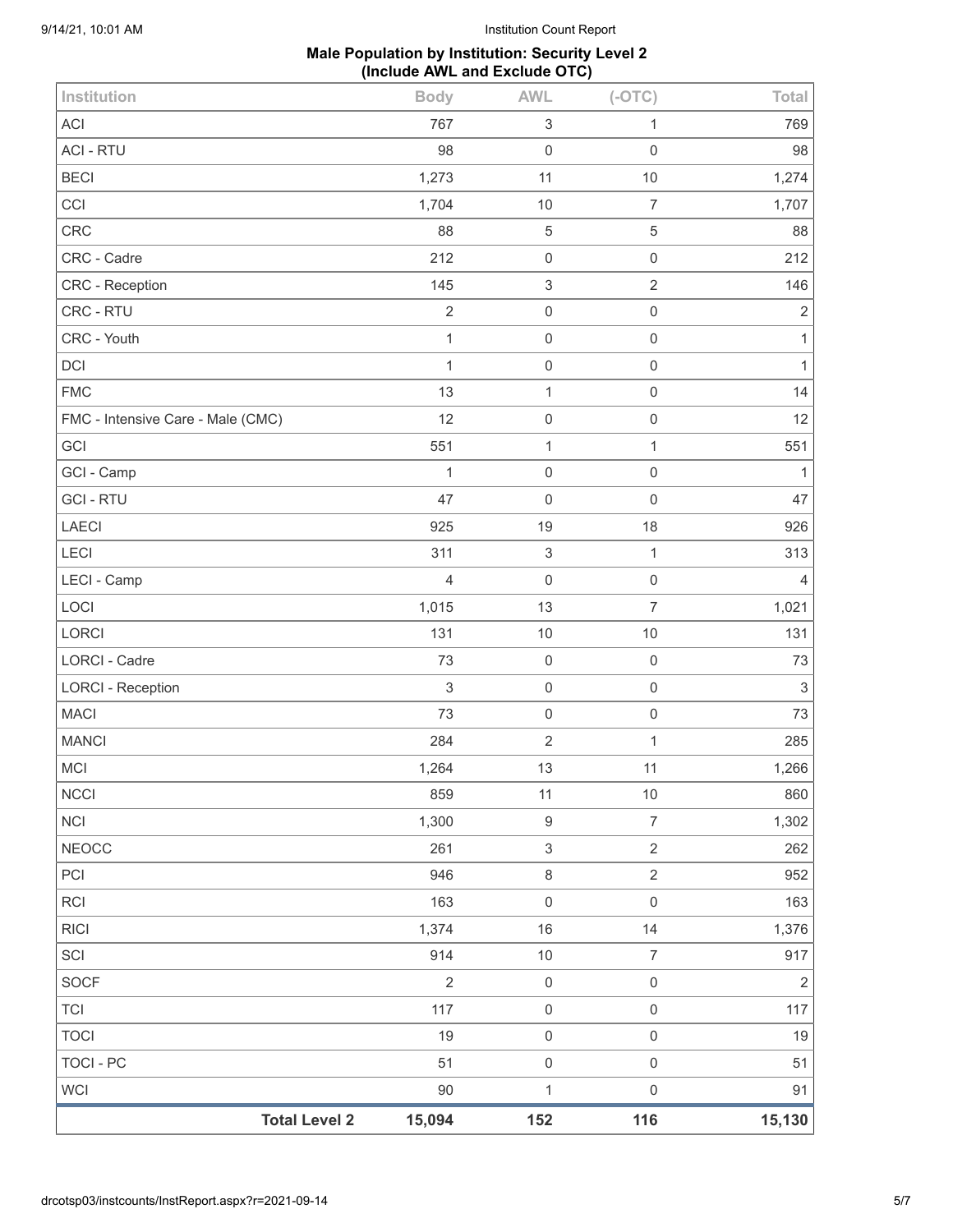## Male Population by Institution: Security Level 2
### (Include AWL and Exclude OTC)

| Institution | Body | AWL | (-OTC) | Total |
|---|---|---|---|---|
| ACI | 767 | 3 | 1 | 769 |
| ACI - RTU | 98 | 0 | 0 | 98 |
| BECI | 1,273 | 11 | 10 | 1,274 |
| CCI | 1,704 | 10 | 7 | 1,707 |
| CRC | 88 | 5 | 5 | 88 |
| CRC - Cadre | 212 | 0 | 0 | 212 |
| CRC - Reception | 145 | 3 | 2 | 146 |
| CRC - RTU | 2 | 0 | 0 | 2 |
| CRC - Youth | 1 | 0 | 0 | 1 |
| DCI | 1 | 0 | 0 | 1 |
| FMC | 13 | 1 | 0 | 14 |
| FMC - Intensive Care - Male (CMC) | 12 | 0 | 0 | 12 |
| GCI | 551 | 1 | 1 | 551 |
| GCI - Camp | 1 | 0 | 0 | 1 |
| GCI - RTU | 47 | 0 | 0 | 47 |
| LAECI | 925 | 19 | 18 | 926 |
| LECI | 311 | 3 | 1 | 313 |
| LECI - Camp | 4 | 0 | 0 | 4 |
| LOCI | 1,015 | 13 | 7 | 1,021 |
| LORCI | 131 | 10 | 10 | 131 |
| LORCI - Cadre | 73 | 0 | 0 | 73 |
| LORCI - Reception | 3 | 0 | 0 | 3 |
| MACI | 73 | 0 | 0 | 73 |
| MANCI | 284 | 2 | 1 | 285 |
| MCI | 1,264 | 13 | 11 | 1,266 |
| NCCI | 859 | 11 | 10 | 860 |
| NCI | 1,300 | 9 | 7 | 1,302 |
| NEOCC | 261 | 3 | 2 | 262 |
| PCI | 946 | 8 | 2 | 952 |
| RCI | 163 | 0 | 0 | 163 |
| RICI | 1,374 | 16 | 14 | 1,376 |
| SCI | 914 | 10 | 7 | 917 |
| SOCF | 2 | 0 | 0 | 2 |
| TCI | 117 | 0 | 0 | 117 |
| TOCI | 19 | 0 | 0 | 19 |
| TOCI - PC | 51 | 0 | 0 | 51 |
| WCI | 90 | 1 | 0 | 91 |
| **Total Level 2** | **15,094** | **152** | **116** | **15,130** |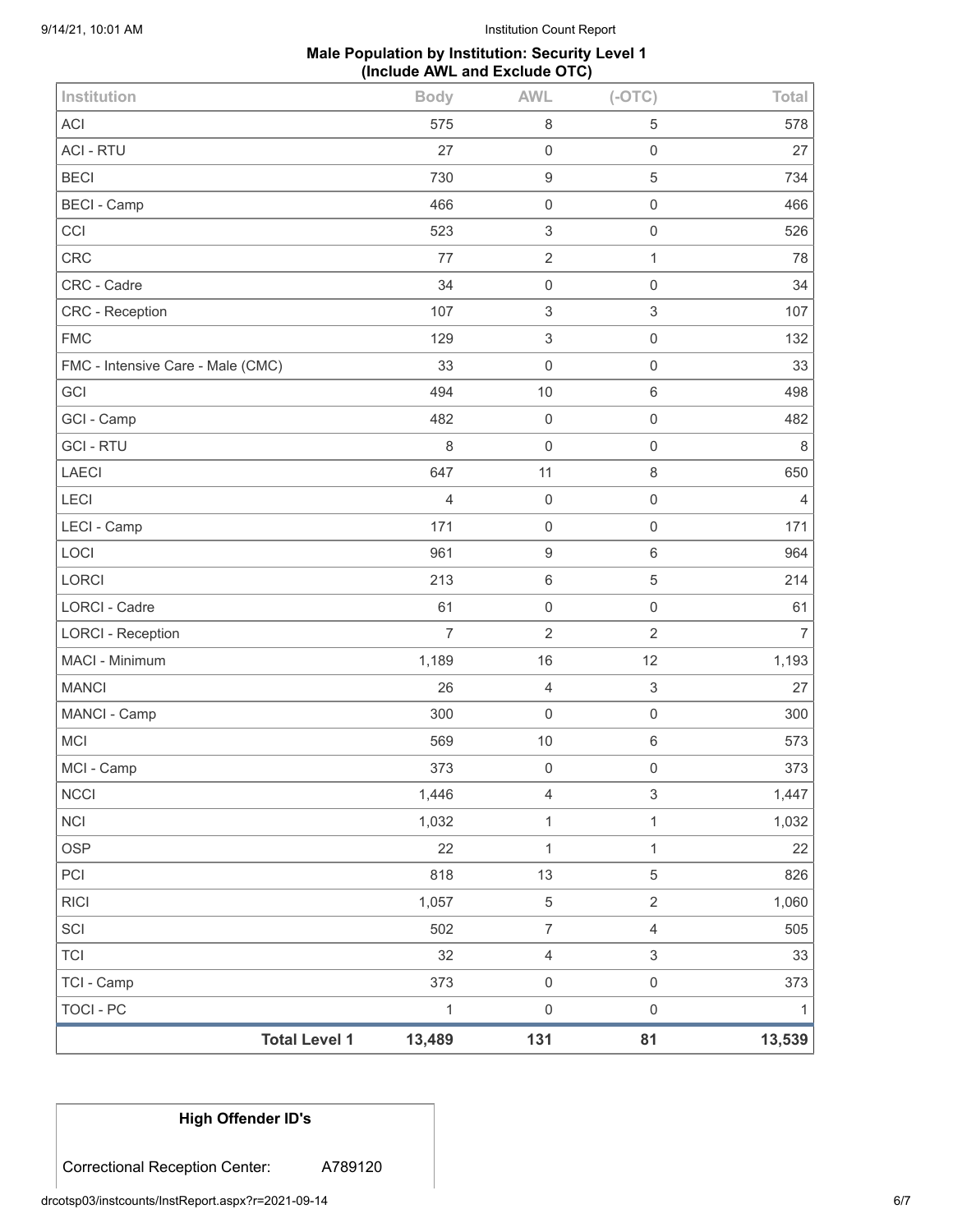## Male Population by Institution: Security Level 1 (Include AWL and Exclude OTC)

| Institution | Body | AWL | (-OTC) | Total |
|---|---|---|---|---|
| ACI | 575 | 8 | 5 | 578 |
| ACI - RTU | 27 | 0 | 0 | 27 |
| BECI | 730 | 9 | 5 | 734 |
| BECI - Camp | 466 | 0 | 0 | 466 |
| CCI | 523 | 3 | 0 | 526 |
| CRC | 77 | 2 | 1 | 78 |
| CRC - Cadre | 34 | 0 | 0 | 34 |
| CRC - Reception | 107 | 3 | 3 | 107 |
| FMC | 129 | 3 | 0 | 132 |
| FMC - Intensive Care - Male (CMC) | 33 | 0 | 0 | 33 |
| GCI | 494 | 10 | 6 | 498 |
| GCI - Camp | 482 | 0 | 0 | 482 |
| GCI - RTU | 8 | 0 | 0 | 8 |
| LAECI | 647 | 11 | 8 | 650 |
| LECI | 4 | 0 | 0 | 4 |
| LECI - Camp | 171 | 0 | 0 | 171 |
| LOCI | 961 | 9 | 6 | 964 |
| LORCI | 213 | 6 | 5 | 214 |
| LORCI - Cadre | 61 | 0 | 0 | 61 |
| LORCI - Reception | 7 | 2 | 2 | 7 |
| MACI - Minimum | 1,189 | 16 | 12 | 1,193 |
| MANCI | 26 | 4 | 3 | 27 |
| MANCI - Camp | 300 | 0 | 0 | 300 |
| MCI | 569 | 10 | 6 | 573 |
| MCI - Camp | 373 | 0 | 0 | 373 |
| NCCI | 1,446 | 4 | 3 | 1,447 |
| NCI | 1,032 | 1 | 1 | 1,032 |
| OSP | 22 | 1 | 1 | 22 |
| PCI | 818 | 13 | 5 | 826 |
| RICI | 1,057 | 5 | 2 | 1,060 |
| SCI | 502 | 7 | 4 | 505 |
| TCI | 32 | 4 | 3 | 33 |
| TCI - Camp | 373 | 0 | 0 | 373 |
| TOCI - PC | 1 | 0 | 0 | 1 |
| **Total Level 1** | **13,489** | **131** | **81** | **13,539** |

| High Offender ID's | |
|---|---|
| Correctional Reception Center: | A789120 |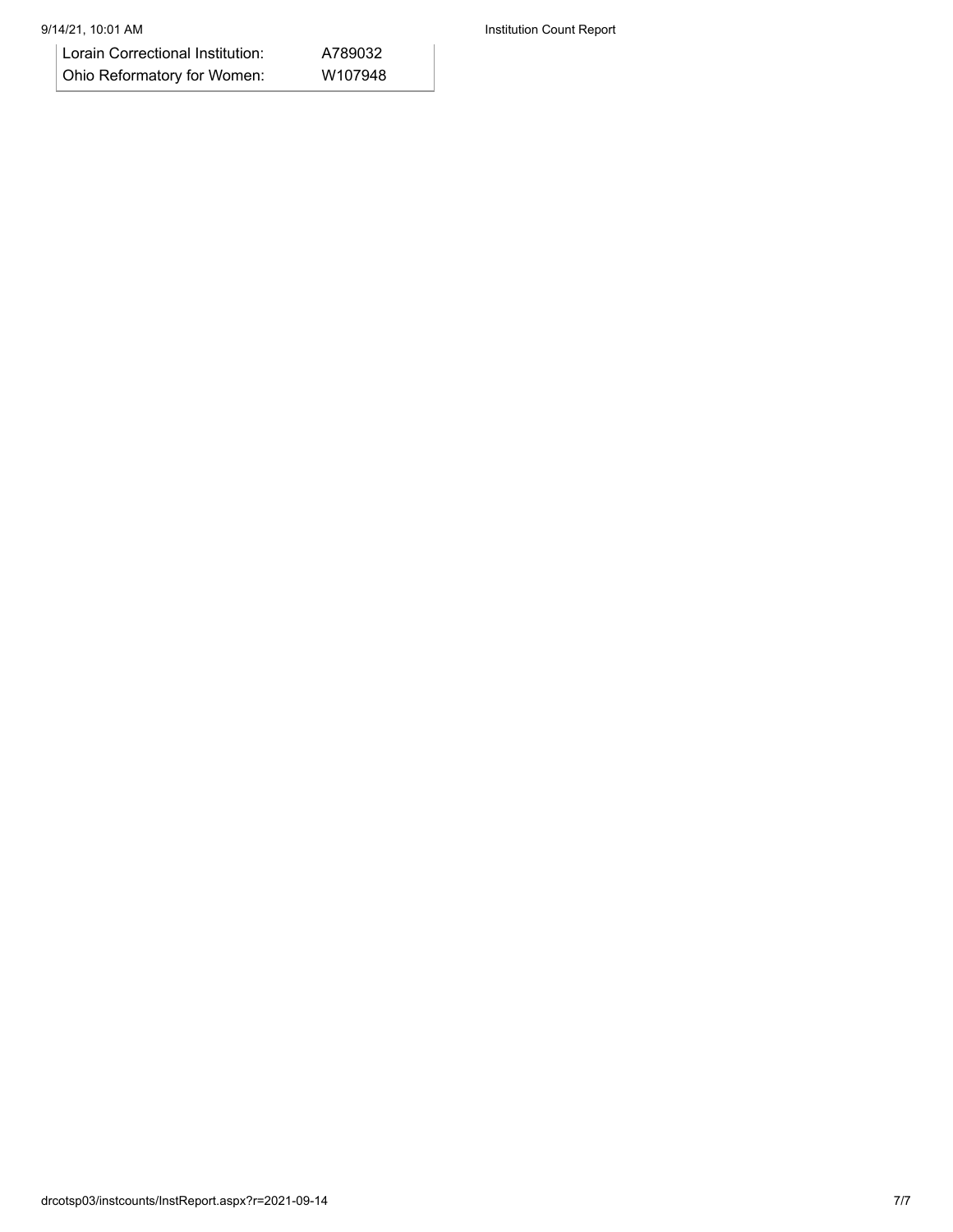| | |
|---|---|
| Lorain Correctional Institution: | A789032 |
| Ohio Reformatory for Women: | W107948 |